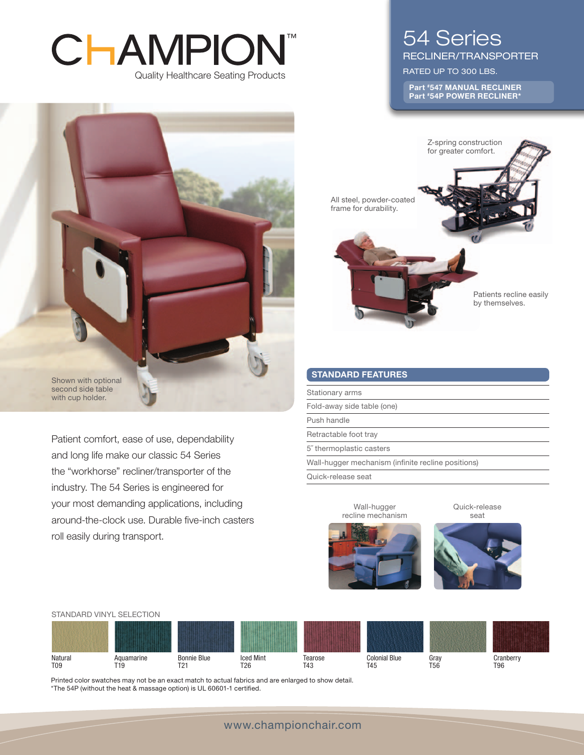# CHAMPION™

Quality Healthcare Seating Products

## 54 Series

RECLINER/TRANSPORTER

RATED UP TO 300 LBS.

**Part #547 MANUAL RECLINER**
**Part #54P POWER RECLINER***

Shown with optional second side table with cup holder.

Z-spring construction for greater comfort.

All steel, powder-coated frame for durability.

Patients recline easily by themselves.

Patient comfort, ease of use, dependability and long life make our classic 54 Series the "workhorse" recliner/transporter of the industry. The 54 Series is engineered for your most demanding applications, including around-the-clock use. Durable five-inch casters roll easily during transport.

### STANDARD FEATURES

- Stationary arms
- Fold-away side table (one)
- Push handle
- Retractable foot tray
- 5˝ thermoplastic casters
- Wall-hugger mechanism (infinite recline positions)
- Quick-release seat

Wall-hugger recline mechanism

Quick-release seat

### STANDARD VINYL SELECTION

| Natural | Aquamarine | Bonnie Blue | Iced Mint | Tearose | Colonial Blue | Gray | Cranberry |
|---|---|---|---|---|---|---|---|
| T09 | T19 | T21 | T26 | T43 | T45 | T56 | T96 |

Printed color swatches may not be an exact match to actual fabrics and are enlarged to show detail.
*The 54P (without the heat & massage option) is UL 60601-1 certified.

www.championchair.com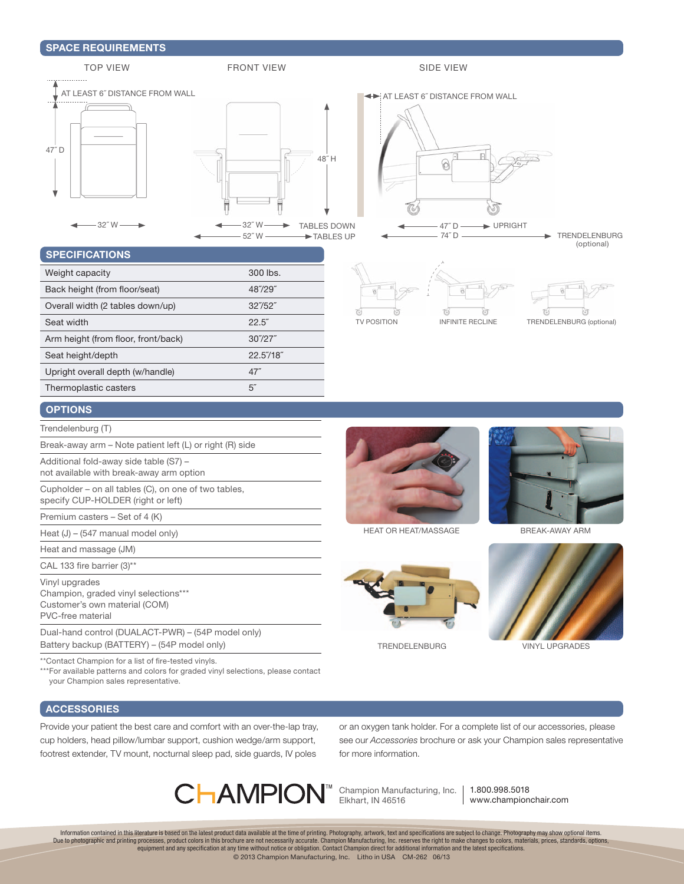## SPACE REQUIREMENTS

TOP VIEW

AT LEAST 6˝ DISTANCE FROM WALL

47˝ D

32˝ W

FRONT VIEW

48˝ H

32˝ W TABLES DOWN

52˝ W TABLES UP

SIDE VIEW

AT LEAST 6˝ DISTANCE FROM WALL

47˝ D UPRIGHT

74˝ D TRENDELENBURG (optional)

TV POSITION

INFINITE RECLINE

TRENDELENBURG (optional)

## SPECIFICATIONS

| | |
|---|---|
| Weight capacity | 300 lbs. |
| Back height (from floor/seat) | 48˝/29˝ |
| Overall width (2 tables down/up) | 32˝/52˝ |
| Seat width | 22.5˝ |
| Arm height (from floor, front/back) | 30˝/27˝ |
| Seat height/depth | 22.5˝/18˝ |
| Upright overall depth (w/handle) | 47˝ |
| Thermoplastic casters | 5˝ |

## OPTIONS

- Trendelenburg (T)
- Break-away arm – Note patient left (L) or right (R) side
- Additional fold-away side table (S7) – not available with break-away arm option
- Cupholder – on all tables (C), on one of two tables, specify CUP-HOLDER (right or left)
- Premium casters – Set of 4 (K)
- Heat (J) – (547 manual model only)
- Heat and massage (JM)
- CAL 133 fire barrier (3)**
- Vinyl upgrades
  Champion, graded vinyl selections***
  Customer's own material (COM)
  PVC-free material
- Dual-hand control (DUALACT-PWR) – (54P model only)
  Battery backup (BATTERY) – (54P model only)

**Contact Champion for a list of fire-tested vinyls.
***For available patterns and colors for graded vinyl selections, please contact your Champion sales representative.

HEAT OR HEAT/MASSAGE

BREAK-AWAY ARM

TRENDELENBURG

VINYL UPGRADES

## ACCESSORIES

Provide your patient the best care and comfort with an over-the-lap tray, cup holders, head pillow/lumbar support, cushion wedge/arm support, footrest extender, TV mount, nocturnal sleep pad, side guards, IV poles or an oxygen tank holder. For a complete list of our accessories, please see our *Accessories* brochure or ask your Champion sales representative for more information.

CHAMPION™ Champion Manufacturing, Inc. Elkhart, IN 46516 | 1.800.998.5018 www.championchair.com

Information contained in this literature is based on the latest product data available at the time of printing. Photography, artwork, text and specifications are subject to change. Photography may show optional items. Due to photographic and printing processes, product colors in this brochure are not necessarily accurate. Champion Manufacturing, Inc. reserves the right to make changes to colors, materials, prices, standards, options, equipment and any specification at any time without notice or obligation. Contact Champion direct for additional information and the latest specifications.
© 2013 Champion Manufacturing, Inc. Litho in USA CM-262 06/13